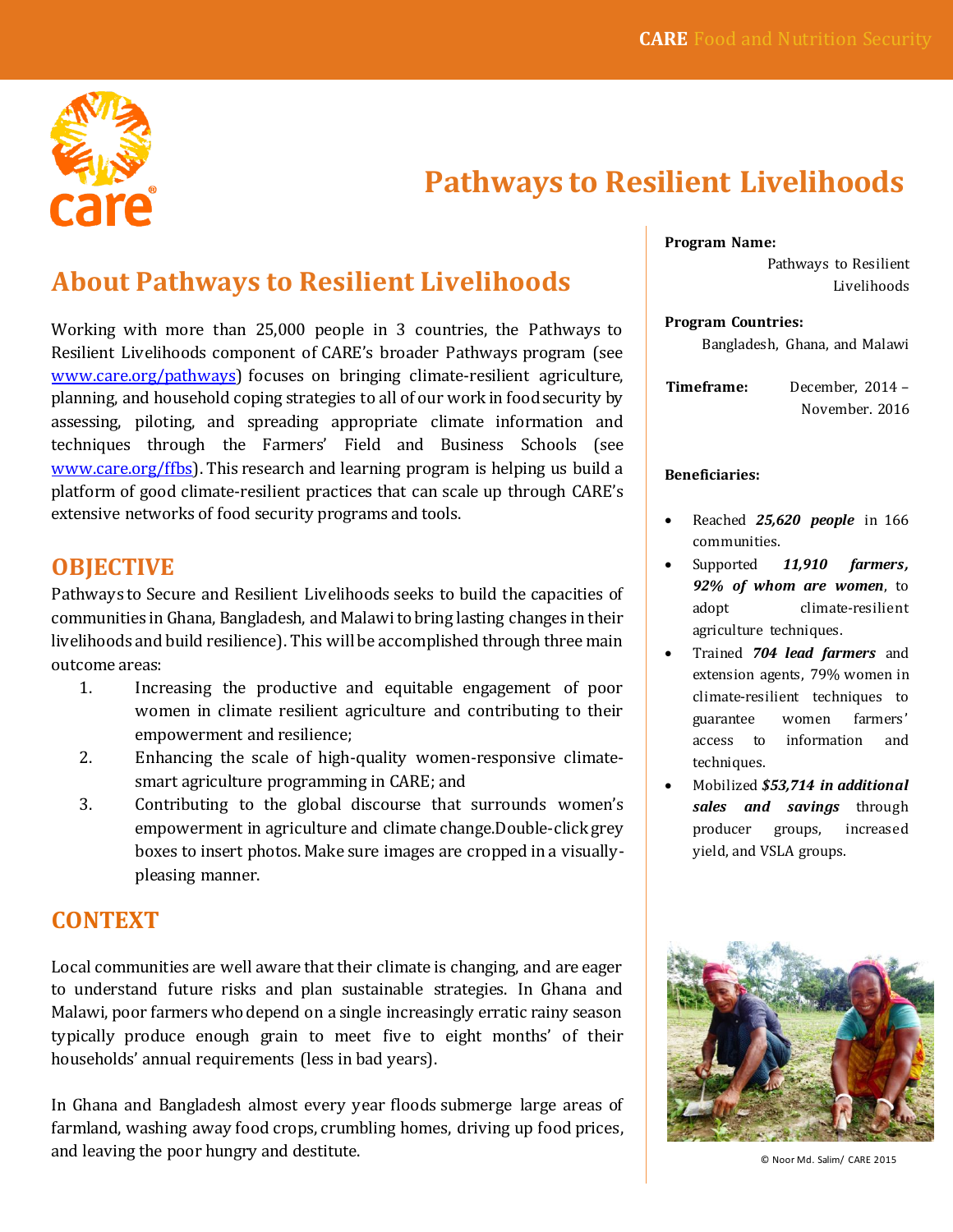# Pathways to Resilient Livelihoods

## About Pathways to Resilient Livelihoods

Working with more than 25,000 people in 3 countries, the Pathways to Resilient Livelihoods component of CARE's broader Pathways program (see www.care.org/pathways) focuses on bringing climate-resilient agriculture, planning, and household coping strategies to all of our work in food security by assessing, piloting, and spreading appropriate climate information and techniques through the Farmers' Field and Business Schools (see www.care.org/ffbs). This research and learning program is helping us build a platform of good climate-resilient practices that can scale up through CARE's extensive networks of food security programs and tools.

## OBJECTIVE

Pathways to Secure and Resilient Livelihoods seeks to build the capacities of communities in Ghana, Bangladesh, and Malawi to bring lasting changes in their livelihoods and build resilience). This will be accomplished through three main outcome areas:

1. Increasing the productive and equitable engagement of poor women in climate resilient agriculture and contributing to their empowerment and resilience;
2. Enhancing the scale of high-quality women-responsive climate-smart agriculture programming in CARE; and
3. Contributing to the global discourse that surrounds women's empowerment in agriculture and climate change.Double-click grey boxes to insert photos. Make sure images are cropped in a visually-pleasing manner.

## CONTEXT

Local communities are well aware that their climate is changing, and are eager to understand future risks and plan sustainable strategies. In Ghana and Malawi, poor farmers who depend on a single increasingly erratic rainy season typically produce enough grain to meet five to eight months' of their households' annual requirements (less in bad years).

In Ghana and Bangladesh almost every year floods submerge large areas of farmland, washing away food crops, crumbling homes, driving up food prices, and leaving the poor hungry and destitute.

**Program Name:**
Pathways to Resilient Livelihoods

**Program Countries:**
Bangladesh, Ghana, and Malawi

**Timeframe:** December, 2014 – November. 2016

**Beneficiaries:**

- Reached ***25,620 people*** in 166 communities.
- Supported ***11,910 farmers, 92% of whom are women***, to adopt climate-resilient agriculture techniques.
- Trained ***704 lead farmers*** and extension agents, 79% women in climate-resilient techniques to guarantee women farmers' access to information and techniques.
- Mobilized ***$53,714 in additional sales and savings*** through producer groups, increased yield, and VSLA groups.

© Noor Md. Salim/ CARE 2015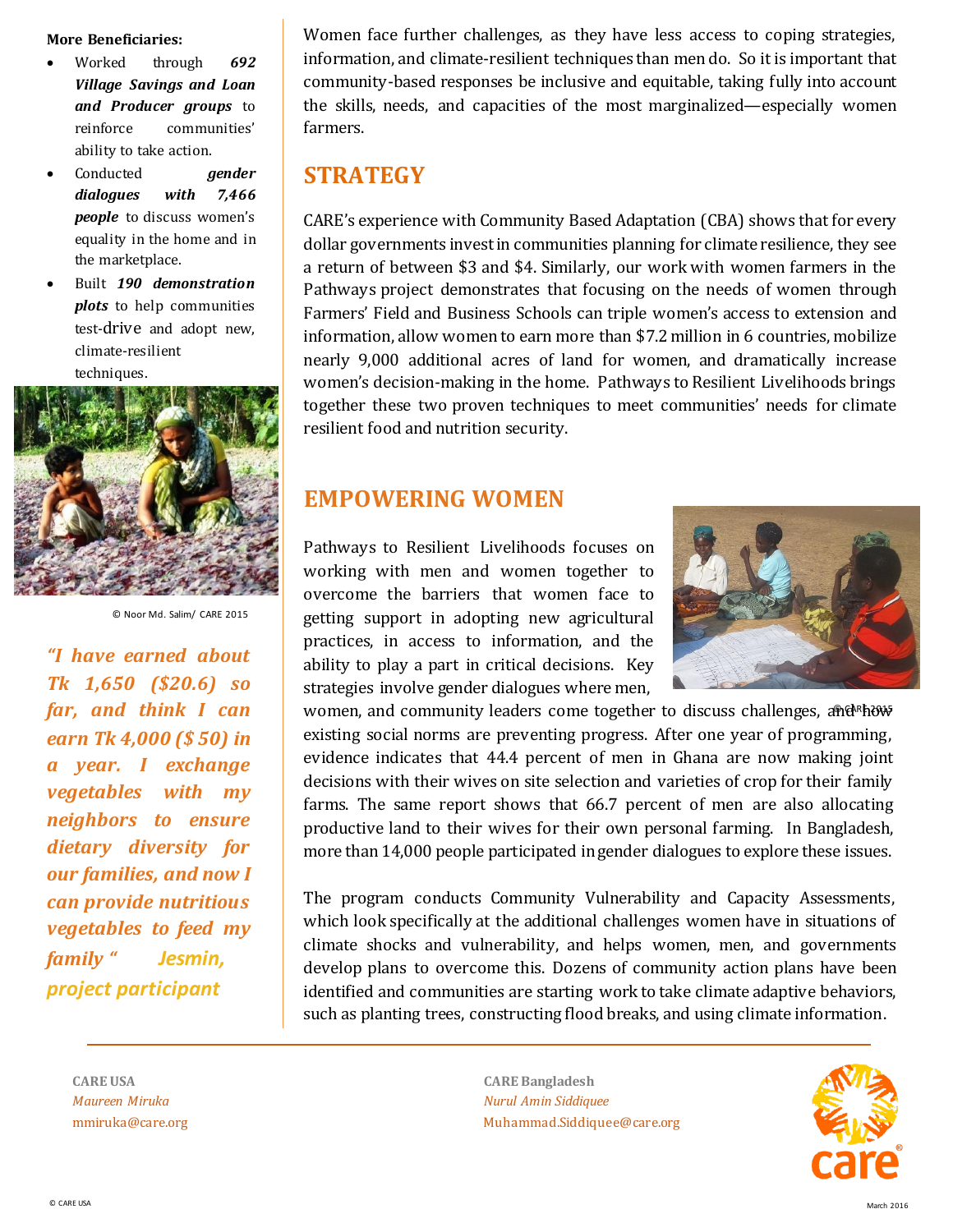**More Beneficiaries:**

- Worked through ***692 Village Savings and Loan and Producer groups*** to reinforce communities' ability to take action.
- Conducted ***gender dialogues with 7,466 people*** to discuss women's equality in the home and in the marketplace.
- Built ***190 demonstration plots*** to help communities test-drive and adopt new, climate-resilient techniques.

© Noor Md. Salim/ CARE 2015

*"I have earned about Tk 1,650 ($20.6) so far, and think I can earn Tk 4,000 ($ 50) in a year. I exchange vegetables with my neighbors to ensure dietary diversity for our families, and now I can provide nutritious vegetables to feed my family "* *Jesmin, project participant*

Women face further challenges, as they have less access to coping strategies, information, and climate-resilient techniques than men do. So it is important that community-based responses be inclusive and equitable, taking fully into account the skills, needs, and capacities of the most marginalized—especially women farmers.

## STRATEGY

CARE's experience with Community Based Adaptation (CBA) shows that for every dollar governments invest in communities planning for climate resilience, they see a return of between $3 and $4. Similarly, our work with women farmers in the Pathways project demonstrates that focusing on the needs of women through Farmers' Field and Business Schools can triple women's access to extension and information, allow women to earn more than $7.2 million in 6 countries, mobilize nearly 9,000 additional acres of land for women, and dramatically increase women's decision-making in the home. Pathways to Resilient Livelihoods brings together these two proven techniques to meet communities' needs for climate resilient food and nutrition security.

## EMPOWERING WOMEN

Pathways to Resilient Livelihoods focuses on working with men and women together to overcome the barriers that women face to getting support in adopting new agricultural practices, in access to information, and the ability to play a part in critical decisions. Key strategies involve gender dialogues where men, women, and community leaders come together to discuss challenges, and how existing social norms are preventing progress. After one year of programming, evidence indicates that 44.4 percent of men in Ghana are now making joint decisions with their wives on site selection and varieties of crop for their family farms. The same report shows that 66.7 percent of men are also allocating productive land to their wives for their own personal farming. In Bangladesh, more than 14,000 people participated in gender dialogues to explore these issues.

© CARE 2015

The program conducts Community Vulnerability and Capacity Assessments, which look specifically at the additional challenges women have in situations of climate shocks and vulnerability, and helps women, men, and governments develop plans to overcome this. Dozens of community action plans have been identified and communities are starting work to take climate adaptive behaviors, such as planting trees, constructing flood breaks, and using climate information.

**CARE USA**
*Maureen Miruka*
mmiruka@care.org

**CARE Bangladesh**
*Nurul Amin Siddiquee*
Muhammad.Siddiquee@care.org

© CARE USA

March 2016